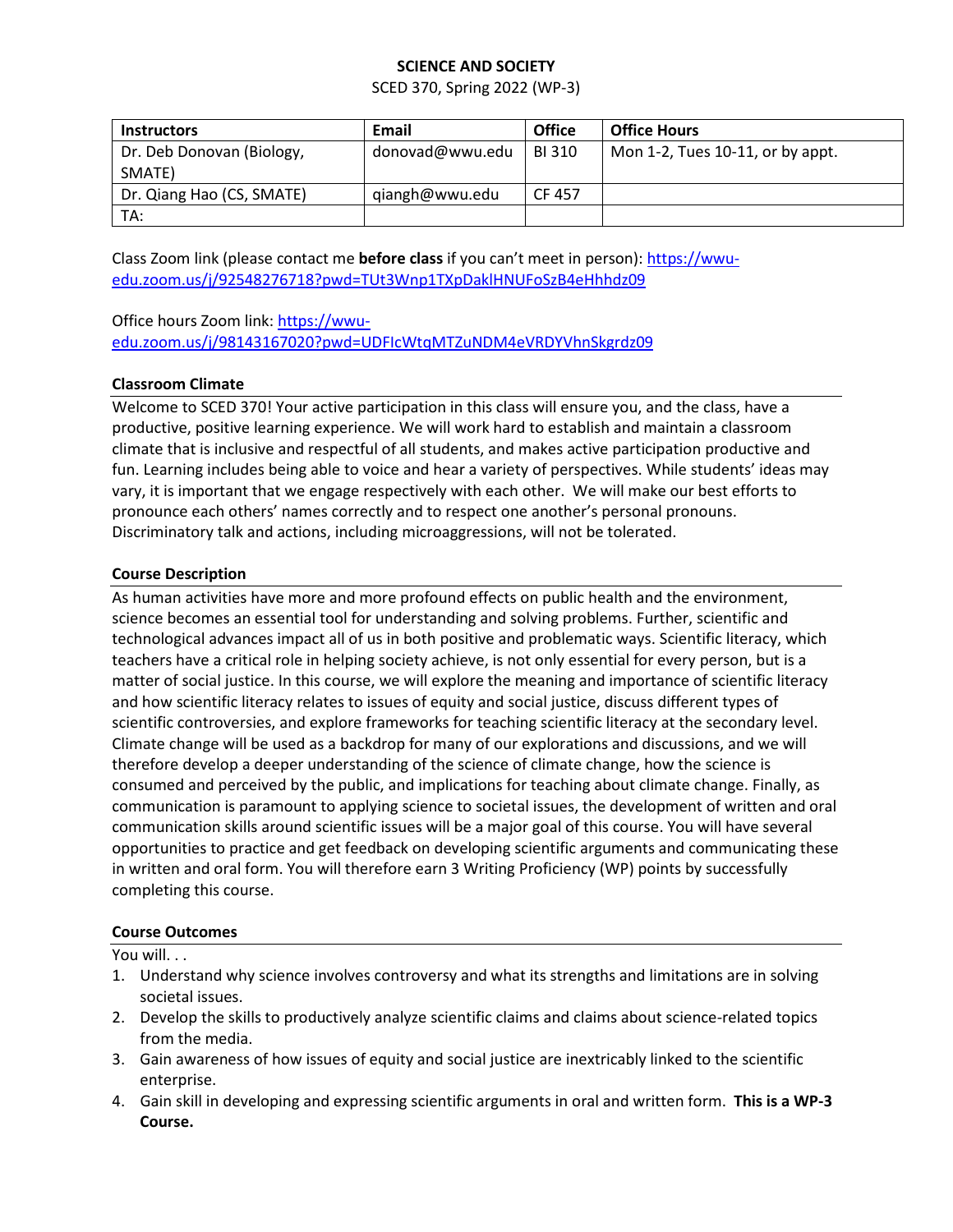# SCIENCE AND SOCIETY

SCED 370, Spring 2022 (WP-3)

| Instructors | Email | Office | Office Hours |
|---|---|---|---|
| Dr. Deb Donovan (Biology, SMATE) | donovad@wwu.edu | BI 310 | Mon 1-2, Tues 10-11, or by appt. |
| Dr. Qiang Hao (CS, SMATE) | qiangh@wwu.edu | CF 457 | |
| TA: | | | |

Class Zoom link (please contact me **before class** if you can't meet in person): https://wwu-edu.zoom.us/j/92548276718?pwd=TUt3Wnp1TXpDaklHNUFoSzB4eHhhdz09

Office hours Zoom link: https://wwu-edu.zoom.us/j/98143167020?pwd=UDFIcWtqMTZuNDM4eVRDYVhnSkgrdz09

## Classroom Climate

Welcome to SCED 370! Your active participation in this class will ensure you, and the class, have a productive, positive learning experience. We will work hard to establish and maintain a classroom climate that is inclusive and respectful of all students, and makes active participation productive and fun. Learning includes being able to voice and hear a variety of perspectives. While students' ideas may vary, it is important that we engage respectively with each other. We will make our best efforts to pronounce each others' names correctly and to respect one another's personal pronouns. Discriminatory talk and actions, including microaggressions, will not be tolerated.

## Course Description

As human activities have more and more profound effects on public health and the environment, science becomes an essential tool for understanding and solving problems. Further, scientific and technological advances impact all of us in both positive and problematic ways. Scientific literacy, which teachers have a critical role in helping society achieve, is not only essential for every person, but is a matter of social justice. In this course, we will explore the meaning and importance of scientific literacy and how scientific literacy relates to issues of equity and social justice, discuss different types of scientific controversies, and explore frameworks for teaching scientific literacy at the secondary level. Climate change will be used as a backdrop for many of our explorations and discussions, and we will therefore develop a deeper understanding of the science of climate change, how the science is consumed and perceived by the public, and implications for teaching about climate change. Finally, as communication is paramount to applying science to societal issues, the development of written and oral communication skills around scientific issues will be a major goal of this course. You will have several opportunities to practice and get feedback on developing scientific arguments and communicating these in written and oral form. You will therefore earn 3 Writing Proficiency (WP) points by successfully completing this course.

## Course Outcomes

You will. . .

1. Understand why science involves controversy and what its strengths and limitations are in solving societal issues.
2. Develop the skills to productively analyze scientific claims and claims about science-related topics from the media.
3. Gain awareness of how issues of equity and social justice are inextricably linked to the scientific enterprise.
4. Gain skill in developing and expressing scientific arguments in oral and written form. **This is a WP-3 Course.**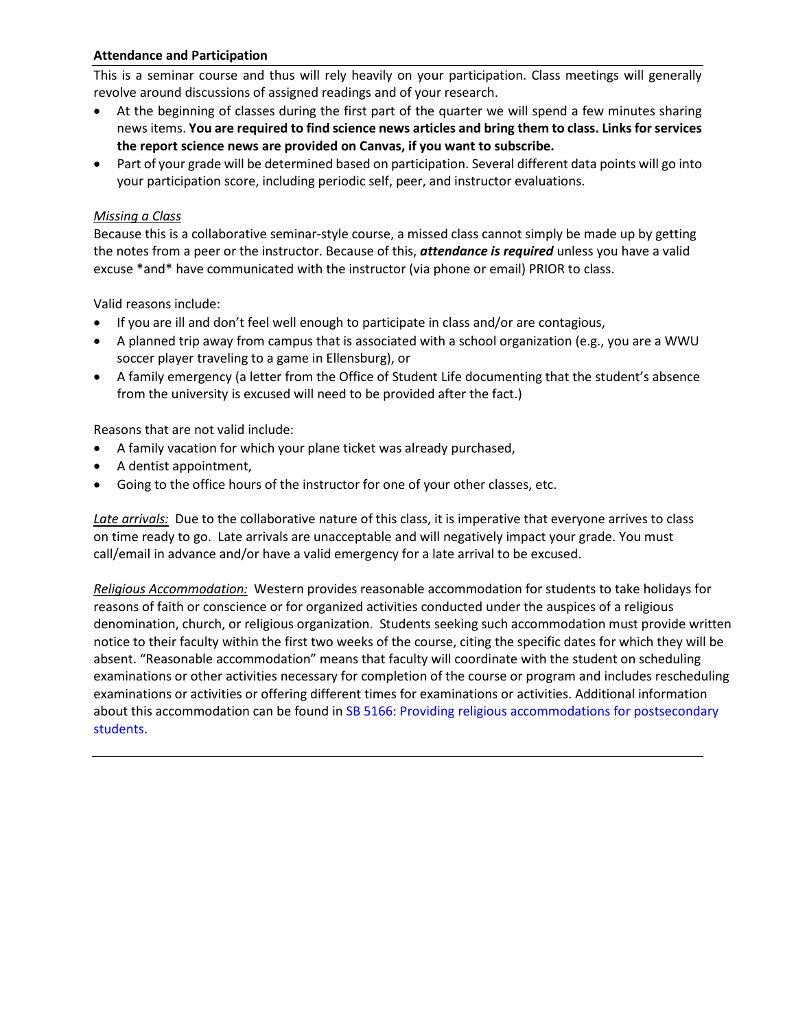**Attendance and Participation**

This is a seminar course and thus will rely heavily on your participation. Class meetings will generally revolve around discussions of assigned readings and of your research.

- At the beginning of classes during the first part of the quarter we will spend a few minutes sharing news items. **You are required to find science news articles and bring them to class. Links for services the report science news are provided on Canvas, if you want to subscribe.**
- Part of your grade will be determined based on participation. Several different data points will go into your participation score, including periodic self, peer, and instructor evaluations.

*Missing a Class*

Because this is a collaborative seminar-style course, a missed class cannot simply be made up by getting the notes from a peer or the instructor. Because of this, ***attendance is required*** unless you have a valid excuse *and* have communicated with the instructor (via phone or email) PRIOR to class.

Valid reasons include:

- If you are ill and don't feel well enough to participate in class and/or are contagious,
- A planned trip away from campus that is associated with a school organization (e.g., you are a WWU soccer player traveling to a game in Ellensburg), or
- A family emergency (a letter from the Office of Student Life documenting that the student's absence from the university is excused will need to be provided after the fact.)

Reasons that are not valid include:

- A family vacation for which your plane ticket was already purchased,
- A dentist appointment,
- Going to the office hours of the instructor for one of your other classes, etc.

*Late arrivals:* Due to the collaborative nature of this class, it is imperative that everyone arrives to class on time ready to go. Late arrivals are unacceptable and will negatively impact your grade. You must call/email in advance and/or have a valid emergency for a late arrival to be excused.

*Religious Accommodation:* Western provides reasonable accommodation for students to take holidays for reasons of faith or conscience or for organized activities conducted under the auspices of a religious denomination, church, or religious organization. Students seeking such accommodation must provide written notice to their faculty within the first two weeks of the course, citing the specific dates for which they will be absent. "Reasonable accommodation" means that faculty will coordinate with the student on scheduling examinations or other activities necessary for completion of the course or program and includes rescheduling examinations or activities or offering different times for examinations or activities. Additional information about this accommodation can be found in SB 5166: Providing religious accommodations for postsecondary students.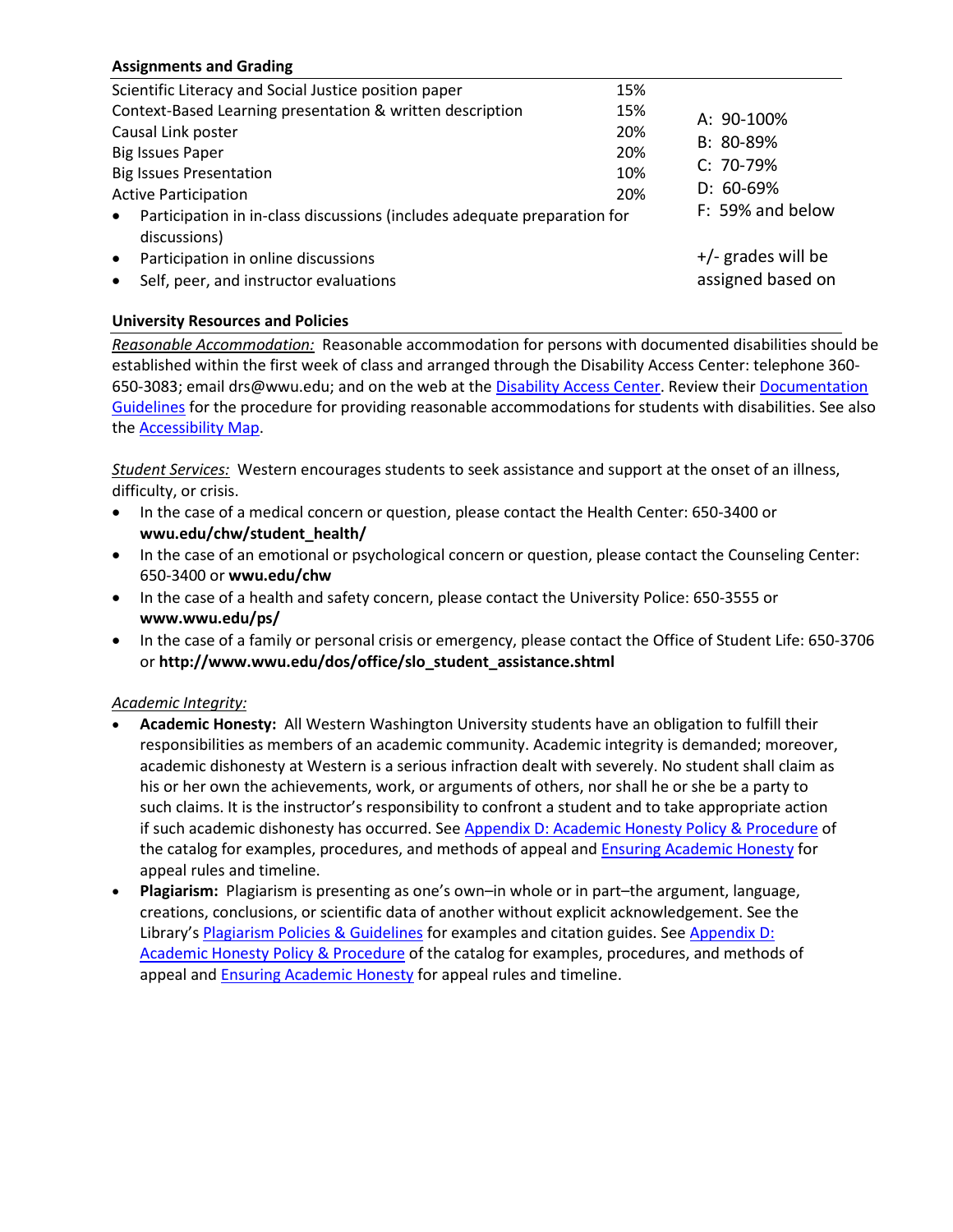**Assignments and Grading**

| | | |
|---|---|---|
| Scientific Literacy and Social Justice position paper | 15% | A: 90-100% |
| Context-Based Learning presentation & written description | 15% | B: 80-89% |
| Causal Link poster | 20% | C: 70-79% |
| Big Issues Paper | 20% | D: 60-69% |
| Big Issues Presentation | 10% | F: 59% and below |
| Active Participation | 20% | |

- Participation in in-class discussions (includes adequate preparation for discussions)
- Participation in online discussions
- Self, peer, and instructor evaluations

+/- grades will be assigned based on

**University Resources and Policies**

*Reasonable Accommodation:* Reasonable accommodation for persons with documented disabilities should be established within the first week of class and arranged through the Disability Access Center: telephone 360-650-3083; email drs@wwu.edu; and on the web at the Disability Access Center. Review their Documentation Guidelines for the procedure for providing reasonable accommodations for students with disabilities. See also the Accessibility Map.

*Student Services:* Western encourages students to seek assistance and support at the onset of an illness, difficulty, or crisis.

- In the case of a medical concern or question, please contact the Health Center: 650-3400 or **wwu.edu/chw/student_health/**
- In the case of an emotional or psychological concern or question, please contact the Counseling Center: 650-3400 or **wwu.edu/chw**
- In the case of a health and safety concern, please contact the University Police: 650-3555 or **www.wwu.edu/ps/**
- In the case of a family or personal crisis or emergency, please contact the Office of Student Life: 650-3706 or **http://www.wwu.edu/dos/office/slo_student_assistance.shtml**

*Academic Integrity:*

- **Academic Honesty:** All Western Washington University students have an obligation to fulfill their responsibilities as members of an academic community. Academic integrity is demanded; moreover, academic dishonesty at Western is a serious infraction dealt with severely. No student shall claim as his or her own the achievements, work, or arguments of others, nor shall he or she be a party to such claims. It is the instructor's responsibility to confront a student and to take appropriate action if such academic dishonesty has occurred. See Appendix D: Academic Honesty Policy & Procedure of the catalog for examples, procedures, and methods of appeal and Ensuring Academic Honesty for appeal rules and timeline.
- **Plagiarism:** Plagiarism is presenting as one's own–in whole or in part–the argument, language, creations, conclusions, or scientific data of another without explicit acknowledgement. See the Library's Plagiarism Policies & Guidelines for examples and citation guides. See Appendix D: Academic Honesty Policy & Procedure of the catalog for examples, procedures, and methods of appeal and Ensuring Academic Honesty for appeal rules and timeline.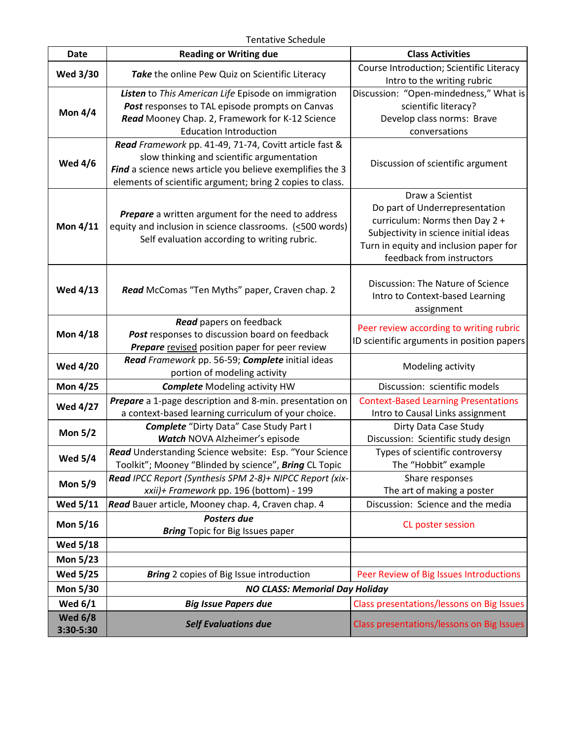Tentative Schedule

| Date | Reading or Writing due | Class Activities |
|---|---|---|
| **Wed 3/30** | ***Take*** the online Pew Quiz on Scientific Literacy | Course Introduction; Scientific Literacy<br>Intro to the writing rubric |
| **Mon 4/4** | ***Listen*** to *This American Life* Episode on immigration<br>***Post*** responses to TAL episode prompts on Canvas<br>***Read*** Mooney Chap. 2, Framework for K-12 Science Education Introduction | Discussion: "Open-mindedness," What is scientific literacy?<br>Develop class norms: Brave conversations |
| **Wed 4/6** | ***Read*** *Framework* pp. 41-49, 71-74, Covitt article fast & slow thinking and scientific argumentation<br>***Find*** a science news article you believe exemplifies the 3 elements of scientific argument; bring 2 copies to class. | Discussion of scientific argument |
| **Mon 4/11** | ***Prepare*** a written argument for the need to address equity and inclusion in science classrooms. (≤500 words)<br>Self evaluation according to writing rubric. | Draw a Scientist<br>Do part of Underrepresentation curriculum: Norms then Day 2 + Subjectivity in science initial ideas<br>Turn in equity and inclusion paper for feedback from instructors |
| **Wed 4/13** | ***Read*** McComas "Ten Myths" paper, Craven chap. 2 | Discussion: The Nature of Science<br>Intro to Context-based Learning assignment |
| **Mon 4/18** | ***Read*** papers on feedback<br>***Post*** responses to discussion board on feedback<br>***Prepare*** revised position paper for peer review | Peer review according to writing rubric<br>ID scientific arguments in position papers |
| **Wed 4/20** | ***Read*** *Framework* pp. 56-59; ***Complete*** initial ideas portion of modeling activity | Modeling activity |
| **Mon 4/25** | ***Complete*** Modeling activity HW | Discussion: scientific models |
| **Wed 4/27** | ***Prepare*** a 1-page description and 8-min. presentation on a context-based learning curriculum of your choice. | Context-Based Learning Presentations<br>Intro to Causal Links assignment |
| **Mon 5/2** | ***Complete*** "Dirty Data" Case Study Part I<br>***Watch*** NOVA Alzheimer's episode | Dirty Data Case Study<br>Discussion: Scientific study design |
| **Wed 5/4** | ***Read*** Understanding Science website: Esp. "Your Science Toolkit"; Mooney "Blinded by science", ***Bring*** CL Topic | Types of scientific controversy<br>The "Hobbit" example |
| **Mon 5/9** | ***Read*** *IPCC Report (Synthesis SPM 2-8)+ NIPCC Report (xix-xxii)+ Framework* pp. 196 (bottom) - 199 | Share responses<br>The art of making a poster |
| **Wed 5/11** | ***Read*** Bauer article, Mooney chap. 4, Craven chap. 4 | Discussion: Science and the media |
| **Mon 5/16** | ***Posters due***<br>***Bring*** Topic for Big Issues paper | CL poster session |
| **Wed 5/18** | | |
| **Mon 5/23** | | |
| **Wed 5/25** | ***Bring*** 2 copies of Big Issue introduction | Peer Review of Big Issues Introductions |
| **Mon 5/30** | ***NO CLASS: Memorial Day Holiday*** | |
| **Wed 6/1** | ***Big Issue Papers due*** | Class presentations/lessons on Big Issues |
| **Wed 6/8 3:30-5:30** | ***Self Evaluations due*** | Class presentations/lessons on Big Issues |